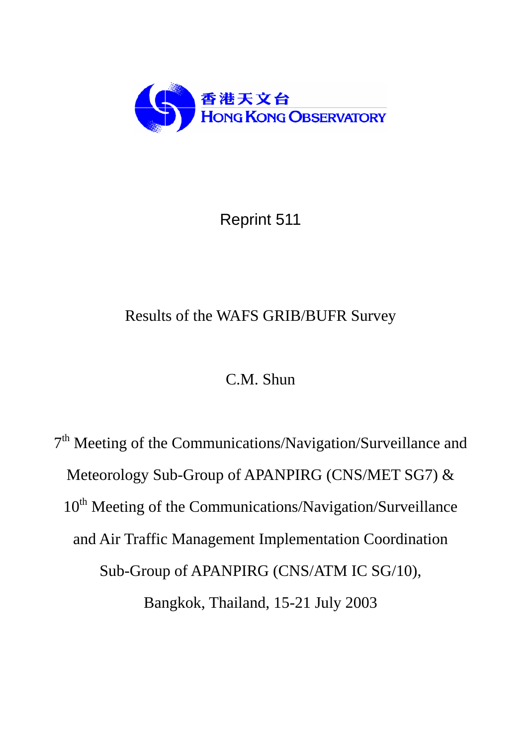香港天文台
HONG KONG OBSERVATORY

Reprint 511

# Results of the WAFS GRIB/BUFR Survey

C.M. Shun

7th Meeting of the Communications/Navigation/Surveillance and Meteorology Sub-Group of APANPIRG (CNS/MET SG7) & 10th Meeting of the Communications/Navigation/Surveillance and Air Traffic Management Implementation Coordination Sub-Group of APANPIRG (CNS/ATM IC SG/10), Bangkok, Thailand, 15-21 July 2003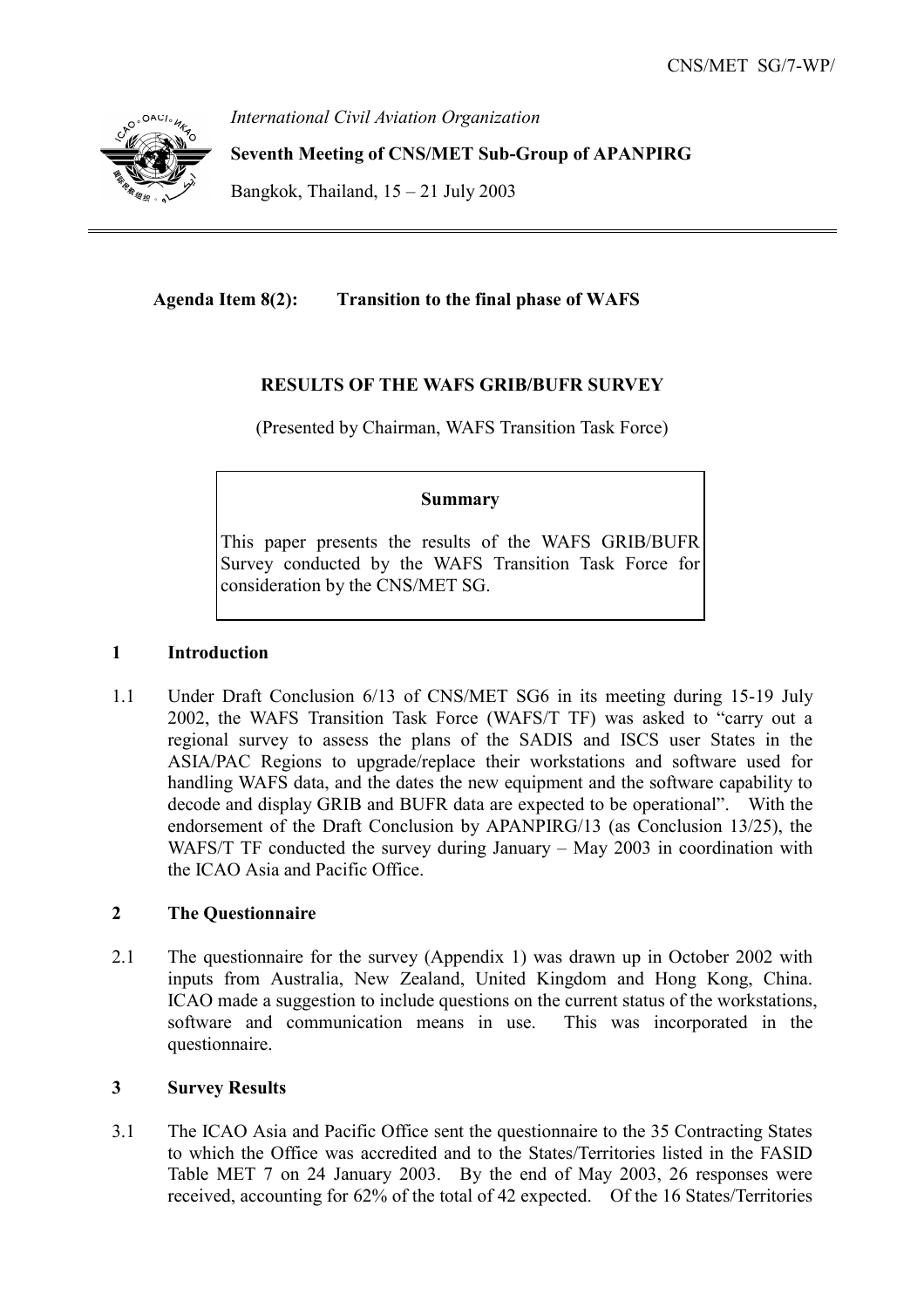International Civil Aviation Organization

**Seventh Meeting of CNS/MET Sub-Group of APANPIRG**

Bangkok, Thailand, 15 – 21 July 2003

**Agenda Item 8(2): Transition to the final phase of WAFS**

**RESULTS OF THE WAFS GRIB/BUFR SURVEY**

(Presented by Chairman, WAFS Transition Task Force)

**Summary**

This paper presents the results of the WAFS GRIB/BUFR Survey conducted by the WAFS Transition Task Force for consideration by the CNS/MET SG.

## 1 Introduction

1.1 Under Draft Conclusion 6/13 of CNS/MET SG6 in its meeting during 15-19 July 2002, the WAFS Transition Task Force (WAFS/T TF) was asked to "carry out a regional survey to assess the plans of the SADIS and ISCS user States in the ASIA/PAC Regions to upgrade/replace their workstations and software used for handling WAFS data, and the dates the new equipment and the software capability to decode and display GRIB and BUFR data are expected to be operational". With the endorsement of the Draft Conclusion by APANPIRG/13 (as Conclusion 13/25), the WAFS/T TF conducted the survey during January – May 2003 in coordination with the ICAO Asia and Pacific Office.

## 2 The Questionnaire

2.1 The questionnaire for the survey (Appendix 1) was drawn up in October 2002 with inputs from Australia, New Zealand, United Kingdom and Hong Kong, China. ICAO made a suggestion to include questions on the current status of the workstations, software and communication means in use. This was incorporated in the questionnaire.

## 3 Survey Results

3.1 The ICAO Asia and Pacific Office sent the questionnaire to the 35 Contracting States to which the Office was accredited and to the States/Territories listed in the FASID Table MET 7 on 24 January 2003. By the end of May 2003, 26 responses were received, accounting for 62% of the total of 42 expected. Of the 16 States/Territories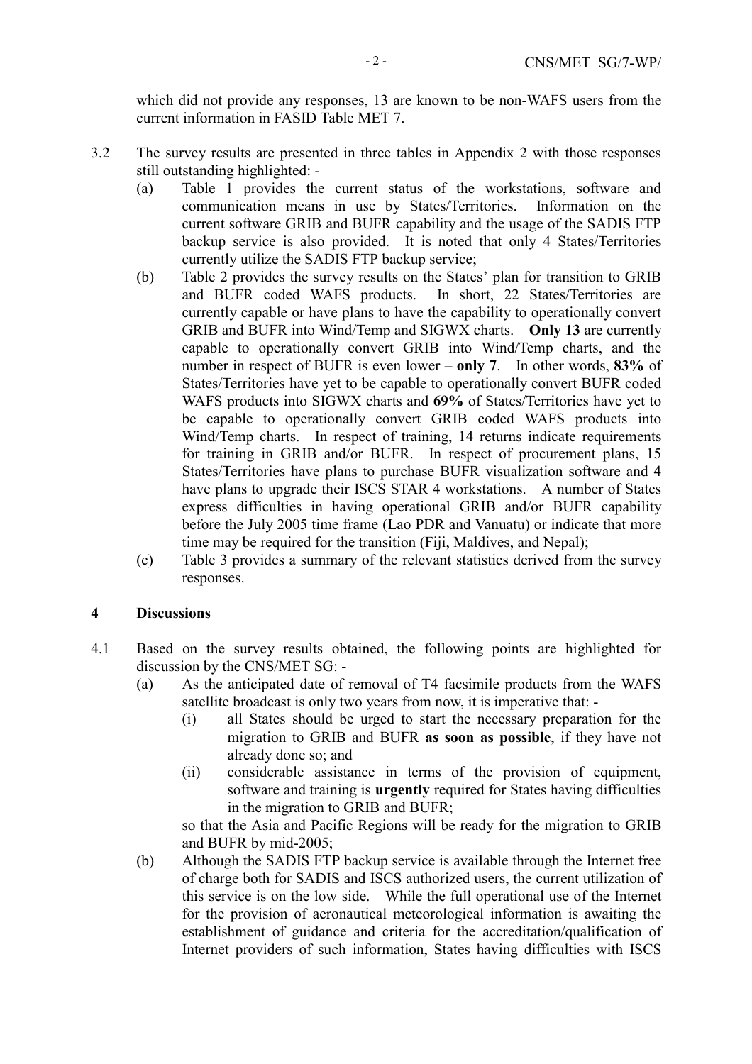which did not provide any responses, 13 are known to be non-WAFS users from the current information in FASID Table MET 7.

3.2 The survey results are presented in three tables in Appendix 2 with those responses still outstanding highlighted: -

(a) Table 1 provides the current status of the workstations, software and communication means in use by States/Territories. Information on the current software GRIB and BUFR capability and the usage of the SADIS FTP backup service is also provided. It is noted that only 4 States/Territories currently utilize the SADIS FTP backup service;

(b) Table 2 provides the survey results on the States' plan for transition to GRIB and BUFR coded WAFS products. In short, 22 States/Territories are currently capable or have plans to have the capability to operationally convert GRIB and BUFR into Wind/Temp and SIGWX charts. **Only 13** are currently capable to operationally convert GRIB into Wind/Temp charts, and the number in respect of BUFR is even lower – **only 7**. In other words, **83%** of States/Territories have yet to be capable to operationally convert BUFR coded WAFS products into SIGWX charts and **69%** of States/Territories have yet to be capable to operationally convert GRIB coded WAFS products into Wind/Temp charts. In respect of training, 14 returns indicate requirements for training in GRIB and/or BUFR. In respect of procurement plans, 15 States/Territories have plans to purchase BUFR visualization software and 4 have plans to upgrade their ISCS STAR 4 workstations. A number of States express difficulties in having operational GRIB and/or BUFR capability before the July 2005 time frame (Lao PDR and Vanuatu) or indicate that more time may be required for the transition (Fiji, Maldives, and Nepal);

(c) Table 3 provides a summary of the relevant statistics derived from the survey responses.

## 4 Discussions

4.1 Based on the survey results obtained, the following points are highlighted for discussion by the CNS/MET SG: -

(a) As the anticipated date of removal of T4 facsimile products from the WAFS satellite broadcast is only two years from now, it is imperative that: -

(i) all States should be urged to start the necessary preparation for the migration to GRIB and BUFR **as soon as possible**, if they have not already done so; and

(ii) considerable assistance in terms of the provision of equipment, software and training is **urgently** required for States having difficulties in the migration to GRIB and BUFR;

so that the Asia and Pacific Regions will be ready for the migration to GRIB and BUFR by mid-2005;

(b) Although the SADIS FTP backup service is available through the Internet free of charge both for SADIS and ISCS authorized users, the current utilization of this service is on the low side. While the full operational use of the Internet for the provision of aeronautical meteorological information is awaiting the establishment of guidance and criteria for the accreditation/qualification of Internet providers of such information, States having difficulties with ISCS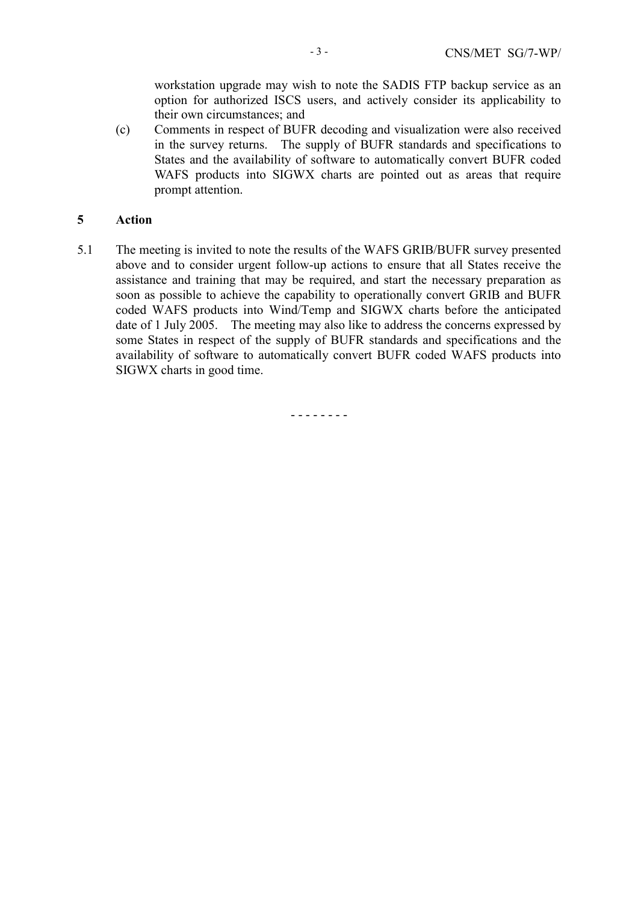workstation upgrade may wish to note the SADIS FTP backup service as an option for authorized ISCS users, and actively consider its applicability to their own circumstances; and

(c) Comments in respect of BUFR decoding and visualization were also received in the survey returns. The supply of BUFR standards and specifications to States and the availability of software to automatically convert BUFR coded WAFS products into SIGWX charts are pointed out as areas that require prompt attention.

## 5 Action

5.1 The meeting is invited to note the results of the WAFS GRIB/BUFR survey presented above and to consider urgent follow-up actions to ensure that all States receive the assistance and training that may be required, and start the necessary preparation as soon as possible to achieve the capability to operationally convert GRIB and BUFR coded WAFS products into Wind/Temp and SIGWX charts before the anticipated date of 1 July 2005. The meeting may also like to address the concerns expressed by some States in respect of the supply of BUFR standards and specifications and the availability of software to automatically convert BUFR coded WAFS products into SIGWX charts in good time.

- - - - - - - -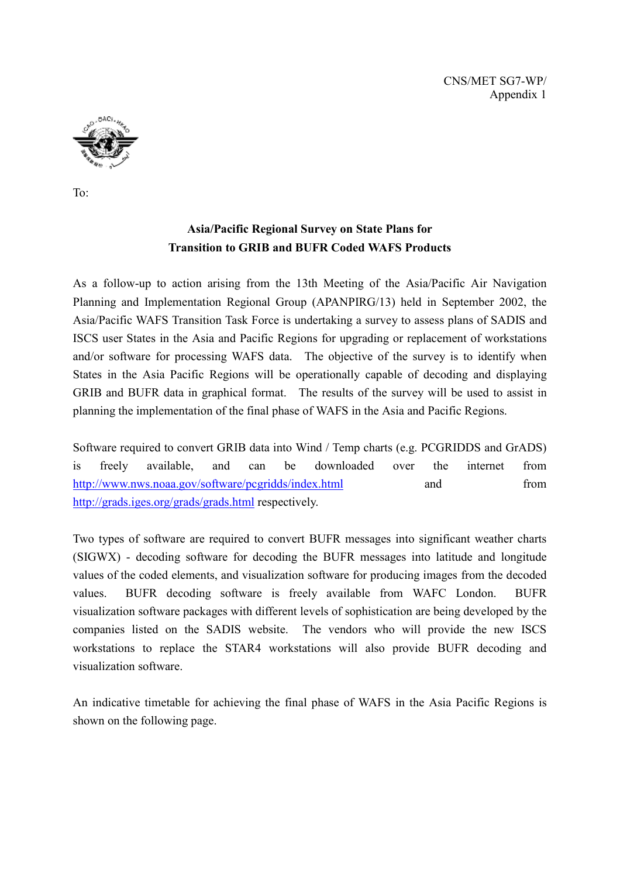CNS/MET SG7-WP/
Appendix 1

To:

**Asia/Pacific Regional Survey on State Plans for
Transition to GRIB and BUFR Coded WAFS Products**

As a follow-up to action arising from the 13th Meeting of the Asia/Pacific Air Navigation Planning and Implementation Regional Group (APANPIRG/13) held in September 2002, the Asia/Pacific WAFS Transition Task Force is undertaking a survey to assess plans of SADIS and ISCS user States in the Asia and Pacific Regions for upgrading or replacement of workstations and/or software for processing WAFS data. The objective of the survey is to identify when States in the Asia Pacific Regions will be operationally capable of decoding and displaying GRIB and BUFR data in graphical format. The results of the survey will be used to assist in planning the implementation of the final phase of WAFS in the Asia and Pacific Regions.

Software required to convert GRIB data into Wind / Temp charts (e.g. PCGRIDDS and GrADS) is freely available, and can be downloaded over the internet from http://www.nws.noaa.gov/software/pcgridds/index.html and from http://grads.iges.org/grads/grads.html respectively.

Two types of software are required to convert BUFR messages into significant weather charts (SIGWX) - decoding software for decoding the BUFR messages into latitude and longitude values of the coded elements, and visualization software for producing images from the decoded values. BUFR decoding software is freely available from WAFC London. BUFR visualization software packages with different levels of sophistication are being developed by the companies listed on the SADIS website. The vendors who will provide the new ISCS workstations to replace the STAR4 workstations will also provide BUFR decoding and visualization software.

An indicative timetable for achieving the final phase of WAFS in the Asia Pacific Regions is shown on the following page.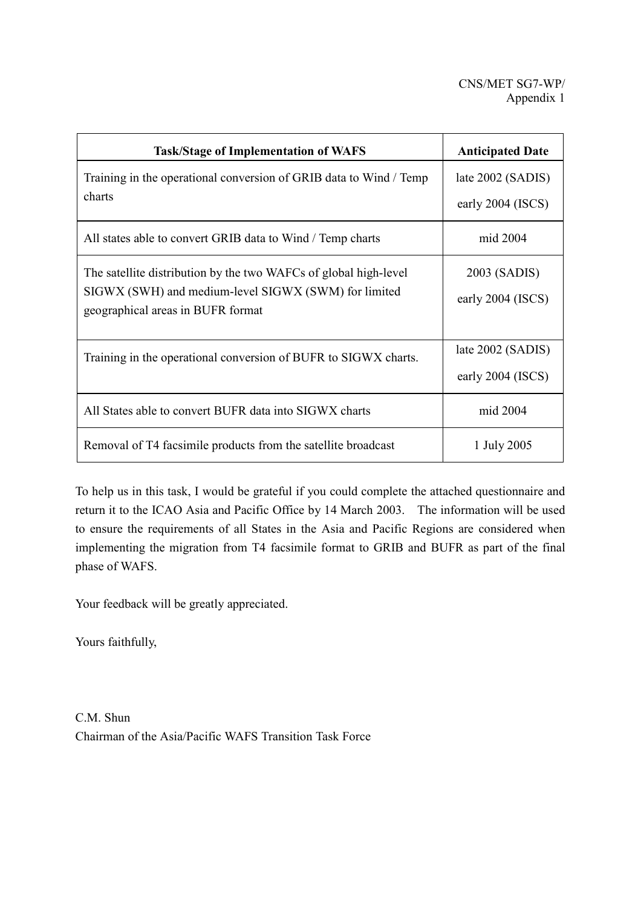CNS/MET SG7-WP/
Appendix 1

| Task/Stage of Implementation of WAFS | Anticipated Date |
|---|---|
| Training in the operational conversion of GRIB data to Wind / Temp charts | late 2002 (SADIS)<br>early 2004 (ISCS) |
| All states able to convert GRIB data to Wind / Temp charts | mid 2004 |
| The satellite distribution by the two WAFCs of global high-level SIGWX (SWH) and medium-level SIGWX (SWM) for limited geographical areas in BUFR format | 2003 (SADIS)<br>early 2004 (ISCS) |
| Training in the operational conversion of BUFR to SIGWX charts. | late 2002 (SADIS)<br>early 2004 (ISCS) |
| All States able to convert BUFR data into SIGWX charts | mid 2004 |
| Removal of T4 facsimile products from the satellite broadcast | 1 July 2005 |

To help us in this task, I would be grateful if you could complete the attached questionnaire and return it to the ICAO Asia and Pacific Office by 14 March 2003. The information will be used to ensure the requirements of all States in the Asia and Pacific Regions are considered when implementing the migration from T4 facsimile format to GRIB and BUFR as part of the final phase of WAFS.

Your feedback will be greatly appreciated.

Yours faithfully,

C.M. Shun
Chairman of the Asia/Pacific WAFS Transition Task Force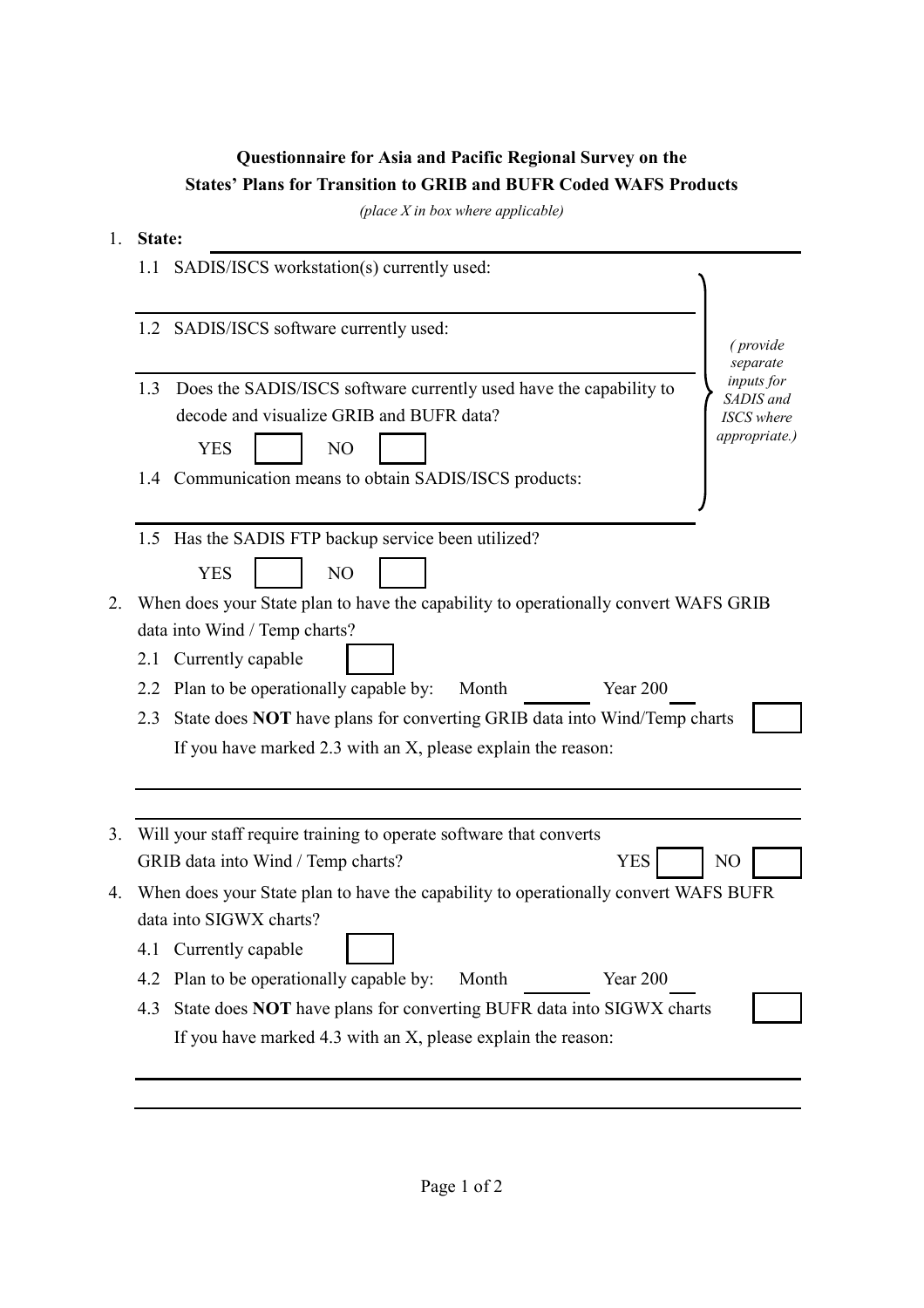**Questionnaire for Asia and Pacific Regional Survey on the States' Plans for Transition to GRIB and BUFR Coded WAFS Products**

*(place X in box where applicable)*

1. **State:** \_\_\_\_\_\_\_\_\_\_\_\_\_\_\_\_\_\_\_\_\_\_\_\_\_\_\_\_\_\_\_\_

   *(provide separate inputs for SADIS and ISCS where appropriate.)*

   1.1 SADIS/ISCS workstation(s) currently used:

   \_\_\_\_\_\_\_\_\_\_\_\_\_\_\_\_\_\_\_\_\_\_\_\_\_\_\_\_\_\_\_\_

   1.2 SADIS/ISCS software currently used:

   \_\_\_\_\_\_\_\_\_\_\_\_\_\_\_\_\_\_\_\_\_\_\_\_\_\_\_\_\_\_\_\_

   1.3 Does the SADIS/ISCS software currently used have the capability to decode and visualize GRIB and BUFR data?

   YES ☐ NO ☐

   1.4 Communication means to obtain SADIS/ISCS products:

   \_\_\_\_\_\_\_\_\_\_\_\_\_\_\_\_\_\_\_\_\_\_\_\_\_\_\_\_\_\_\_\_

   1.5 Has the SADIS FTP backup service been utilized?

   YES ☐ NO ☐

2. When does your State plan to have the capability to operationally convert WAFS GRIB data into Wind / Temp charts?

   2.1 Currently capable ☐

   2.2 Plan to be operationally capable by: Month \_\_\_\_\_\_ Year 200\_\_

   2.3 State does **NOT** have plans for converting GRIB data into Wind/Temp charts ☐

   If you have marked 2.3 with an X, please explain the reason:

   \_\_\_\_\_\_\_\_\_\_\_\_\_\_\_\_\_\_\_\_\_\_\_\_\_\_\_\_\_\_\_\_

   \_\_\_\_\_\_\_\_\_\_\_\_\_\_\_\_\_\_\_\_\_\_\_\_\_\_\_\_\_\_\_\_

3. Will your staff require training to operate software that converts GRIB data into Wind / Temp charts? YES ☐ NO ☐

4. When does your State plan to have the capability to operationally convert WAFS BUFR data into SIGWX charts?

   4.1 Currently capable ☐

   4.2 Plan to be operationally capable by: Month \_\_\_\_\_\_ Year 200\_\_

   4.3 State does **NOT** have plans for converting BUFR data into SIGWX charts ☐

   If you have marked 4.3 with an X, please explain the reason:

   \_\_\_\_\_\_\_\_\_\_\_\_\_\_\_\_\_\_\_\_\_\_\_\_\_\_\_\_\_\_\_\_

   \_\_\_\_\_\_\_\_\_\_\_\_\_\_\_\_\_\_\_\_\_\_\_\_\_\_\_\_\_\_\_\_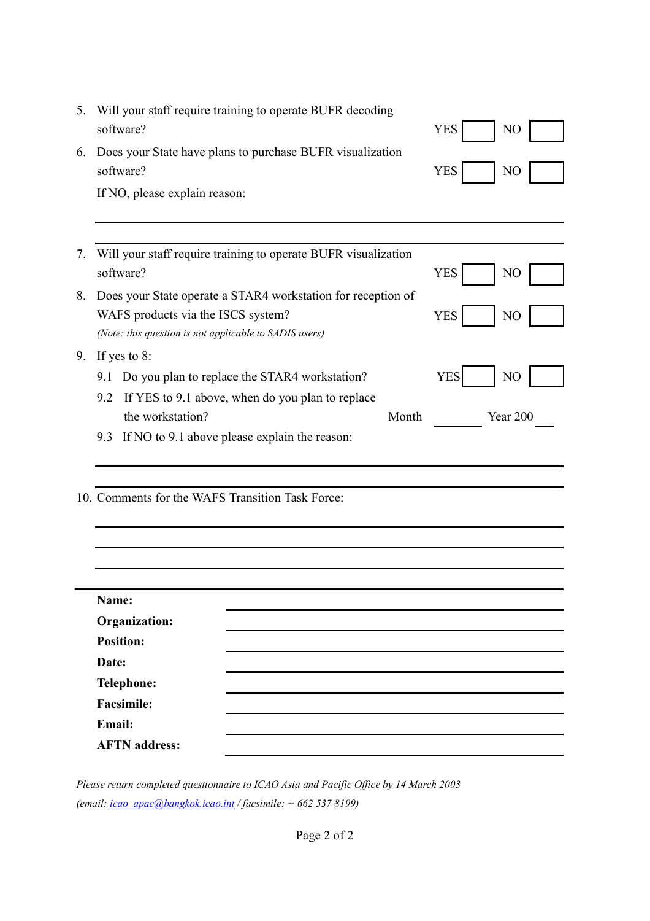5. Will your staff require training to operate BUFR decoding software? YES ☐ NO ☐

6. Does your State have plans to purchase BUFR visualization software? YES ☐ NO ☐

   If NO, please explain reason:

   ______________________________________________________________

   ______________________________________________________________

7. Will your staff require training to operate BUFR visualization software? YES ☐ NO ☐

8. Does your State operate a STAR4 workstation for reception of WAFS products via the ISCS system? YES ☐ NO ☐

   *(Note: this question is not applicable to SADIS users)*

9. If yes to 8:

   9.1 Do you plan to replace the STAR4 workstation? YES ☐ NO ☐

   9.2 If YES to 9.1 above, when do you plan to replace the workstation? Month ________ Year 200__

   9.3 If NO to 9.1 above please explain the reason:

   ______________________________________________________________

   ______________________________________________________________

10. Comments for the WAFS Transition Task Force:

    ______________________________________________________________

    ______________________________________________________________

    ______________________________________________________________

**Name:** ______________________________________________

**Organization:** ______________________________________________

**Position:** ______________________________________________

**Date:** ______________________________________________

**Telephone:** ______________________________________________

**Facsimile:** ______________________________________________

**Email:** ______________________________________________

**AFTN address:** ______________________________________________

*Please return completed questionnaire to ICAO Asia and Pacific Office by 14 March 2003*

*(email: icao_apac@bangkok.icao.int / facsimile: + 662 537 8199)*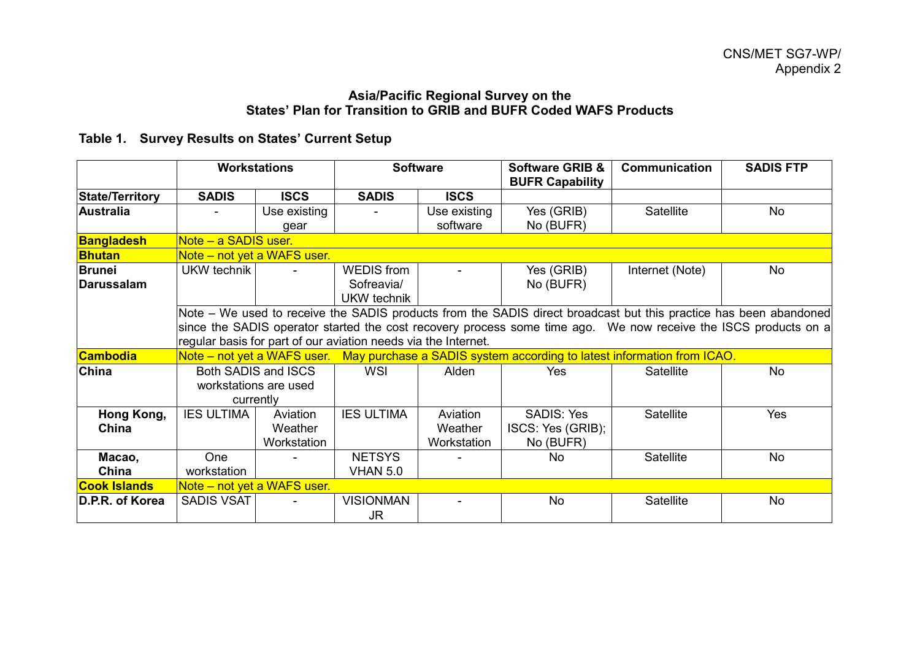CNS/MET SG7-WP/
Appendix 2

**Asia/Pacific Regional Survey on the States' Plan for Transition to GRIB and BUFR Coded WAFS Products**

**Table 1. Survey Results on States' Current Setup**

| | Workstations | | Software | | Software GRIB & BUFR Capability | Communication | SADIS FTP |
|---|---|---|---|---|---|---|---|
| **State/Territory** | **SADIS** | **ISCS** | **SADIS** | **ISCS** | | | |
| **Australia** | - | Use existing gear | - | Use existing software | Yes (GRIB) No (BUFR) | Satellite | No |
| **Bangladesh** | Note – a SADIS user. | | | | | | |
| **Bhutan** | Note – not yet a WAFS user. | | | | | | |
| **Brunei Darussalam** | UKW technik | - | WEDIS from Sofreavia/ UKW technik | - | Yes (GRIB) No (BUFR) | Internet (Note) | No |
| | Note – We used to receive the SADIS products from the SADIS direct broadcast but this practice has been abandoned since the SADIS operator started the cost recovery process some time ago. We now receive the ISCS products on a regular basis for part of our aviation needs via the Internet. | | | | | | |
| **Cambodia** | Note – not yet a WAFS user. May purchase a SADIS system according to latest information from ICAO. | | | | | | |
| **China** | Both SADIS and ISCS workstations are used currently | | WSI | Alden | Yes | Satellite | No |
| **Hong Kong, China** | IES ULTIMA | Aviation Weather Workstation | IES ULTIMA | Aviation Weather Workstation | SADIS: Yes ISCS: Yes (GRIB); No (BUFR) | Satellite | Yes |
| **Macao, China** | One workstation | - | NETSYS VHAN 5.0 | - | No | Satellite | No |
| **Cook Islands** | Note – not yet a WAFS user. | | | | | | |
| **D.P.R. of Korea** | SADIS VSAT | - | VISIONMAN JR | - | No | Satellite | No |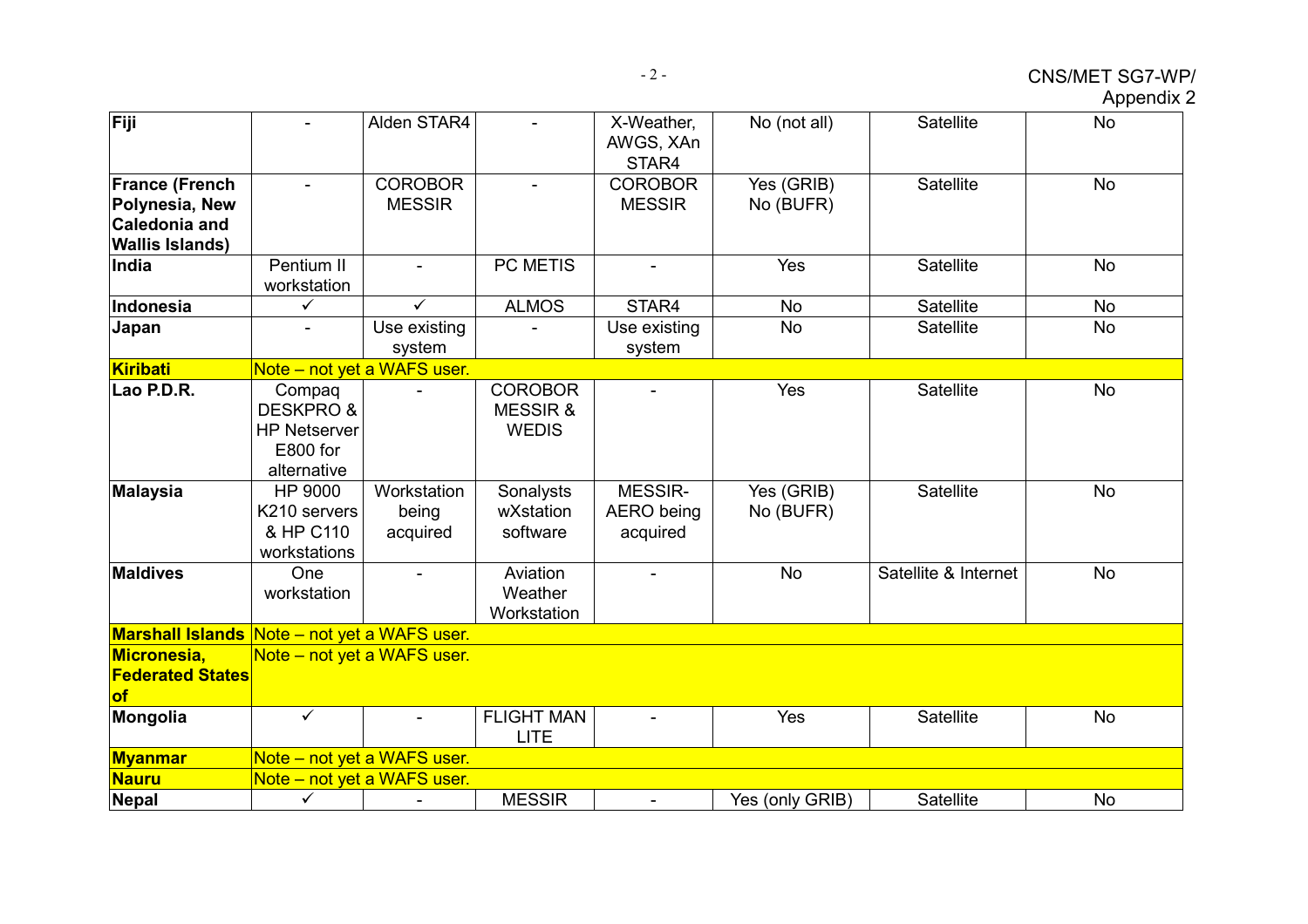| | | | | | | | |
|---|---|---|---|---|---|---|---|
| **Fiji** | - | Alden STAR4 | - | X-Weather, AWGS, XAn STAR4 | No (not all) | Satellite | No |
| **France (French Polynesia, New Caledonia and Wallis Islands)** | - | COROBOR MESSIR | - | COROBOR MESSIR | Yes (GRIB) No (BUFR) | Satellite | No |
| **India** | Pentium II workstation | - | PC METIS | - | Yes | Satellite | No |
| **Indonesia** | ✓ | ✓ | ALMOS | STAR4 | No | Satellite | No |
| **Japan** | - | Use existing system | - | Use existing system | No | Satellite | No |
| **Kiribati** | Note – not yet a WAFS user. | | | | | | |
| **Lao P.D.R.** | Compaq DESKPRO & HP Netserver E800 for alternative | - | COROBOR MESSIR & WEDIS | - | Yes | Satellite | No |
| **Malaysia** | HP 9000 K210 servers & HP C110 workstations | Workstation being acquired | Sonalysts wXstation software | MESSIR-AERO being acquired | Yes (GRIB) No (BUFR) | Satellite | No |
| **Maldives** | One workstation | - | Aviation Weather Workstation | - | No | Satellite & Internet | No |
| **Marshall Islands** | Note – not yet a WAFS user. | | | | | | |
| **Micronesia, Federated States of** | Note – not yet a WAFS user. | | | | | | |
| **Mongolia** | ✓ | - | FLIGHT MAN LITE | - | Yes | Satellite | No |
| **Myanmar** | Note – not yet a WAFS user. | | | | | | |
| **Nauru** | Note – not yet a WAFS user. | | | | | | |
| **Nepal** | ✓ | - | MESSIR | - | Yes (only GRIB) | Satellite | No |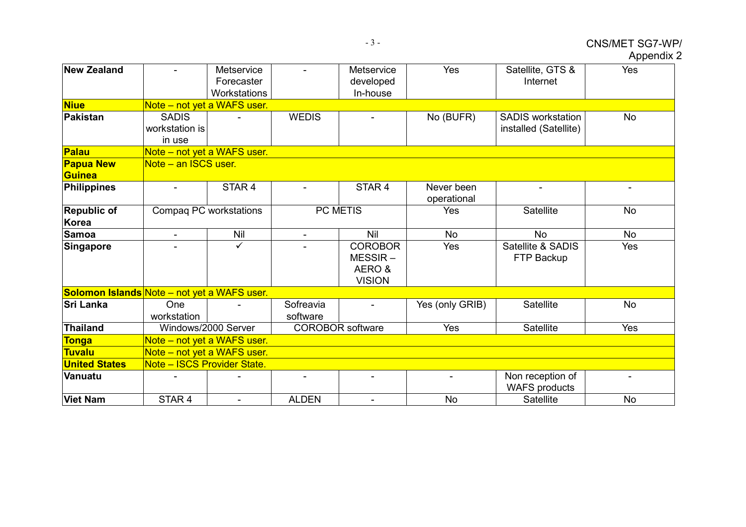| | | | | | | | |
|---|---|---|---|---|---|---|---|
| **New Zealand** | - | Metservice Forecaster Workstations | - | Metservice developed In-house | Yes | Satellite, GTS & Internet | Yes |
| **Niue** | Note – not yet a WAFS user. | | | | | | |
| **Pakistan** | SADIS workstation is in use | - | WEDIS | - | No (BUFR) | SADIS workstation installed (Satellite) | No |
| **Palau** | Note – not yet a WAFS user. | | | | | | |
| **Papua New Guinea** | Note – an ISCS user. | | | | | | |
| **Philippines** | - | STAR 4 | - | STAR 4 | Never been operational | - | - |
| **Republic of Korea** | Compaq PC workstations | | PC METIS | | Yes | Satellite | No |
| **Samoa** | - | Nil | - | Nil | No | No | No |
| **Singapore** | - | ✓ | - | COROBOR MESSIR – AERO & VISION | Yes | Satellite & SADIS FTP Backup | Yes |
| **Solomon Islands** | Note – not yet a WAFS user. | | | | | | |
| **Sri Lanka** | One workstation | - | Sofreavia software | - | Yes (only GRIB) | Satellite | No |
| **Thailand** | Windows/2000 Server | | COROBOR software | | Yes | Satellite | Yes |
| **Tonga** | Note – not yet a WAFS user. | | | | | | |
| **Tuvalu** | Note – not yet a WAFS user. | | | | | | |
| **United States** | Note – ISCS Provider State. | | | | | | |
| **Vanuatu** | - | - | - | - | - | Non reception of WAFS products | - |
| **Viet Nam** | STAR 4 | - | ALDEN | - | No | Satellite | No |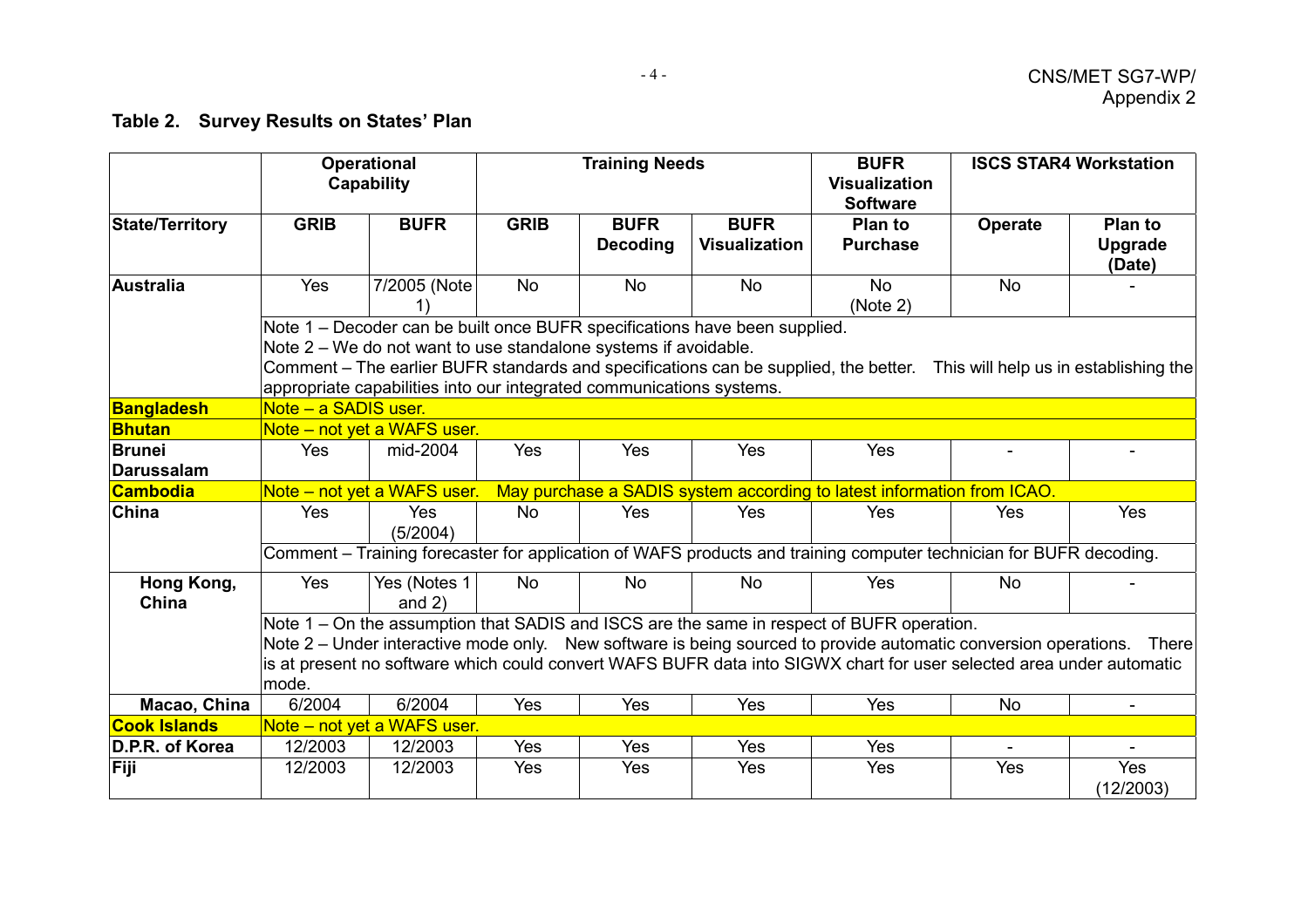**Table 2. Survey Results on States' Plan**

| | Operational Capability | | Training Needs | | | BUFR Visualization Software | ISCS STAR4 Workstation | |
|---|---|---|---|---|---|---|---|---|
| **State/Territory** | **GRIB** | **BUFR** | **GRIB** | **BUFR Decoding** | **BUFR Visualization** | **Plan to Purchase** | **Operate** | **Plan to Upgrade (Date)** |
| **Australia** | Yes | 7/2005 (Note 1) | No | No | No | No (Note 2) | No | - |
| | Note 1 – Decoder can be built once BUFR specifications have been supplied. Note 2 – We do not want to use standalone systems if avoidable. Comment – The earlier BUFR standards and specifications can be supplied, the better. This will help us in establishing the appropriate capabilities into our integrated communications systems. | | | | | | | |
| **Bangladesh** | Note – a SADIS user. | | | | | | | |
| **Bhutan** | Note – not yet a WAFS user. | | | | | | | |
| **Brunei Darussalam** | Yes | mid-2004 | Yes | Yes | Yes | Yes | - | - |
| **Cambodia** | Note – not yet a WAFS user. May purchase a SADIS system according to latest information from ICAO. | | | | | | | |
| **China** | Yes | Yes (5/2004) | No | Yes | Yes | Yes | Yes | Yes |
| | Comment – Training forecaster for application of WAFS products and training computer technician for BUFR decoding. | | | | | | | |
| **Hong Kong, China** | Yes | Yes (Notes 1 and 2) | No | No | No | Yes | No | - |
| | Note 1 – On the assumption that SADIS and ISCS are the same in respect of BUFR operation. Note 2 – Under interactive mode only. New software is being sourced to provide automatic conversion operations. There is at present no software which could convert WAFS BUFR data into SIGWX chart for user selected area under automatic mode. | | | | | | | |
| **Macao, China** | 6/2004 | 6/2004 | Yes | Yes | Yes | Yes | No | - |
| **Cook Islands** | Note – not yet a WAFS user. | | | | | | | |
| **D.P.R. of Korea** | 12/2003 | 12/2003 | Yes | Yes | Yes | Yes | - | - |
| **Fiji** | 12/2003 | 12/2003 | Yes | Yes | Yes | Yes | Yes | Yes (12/2003) |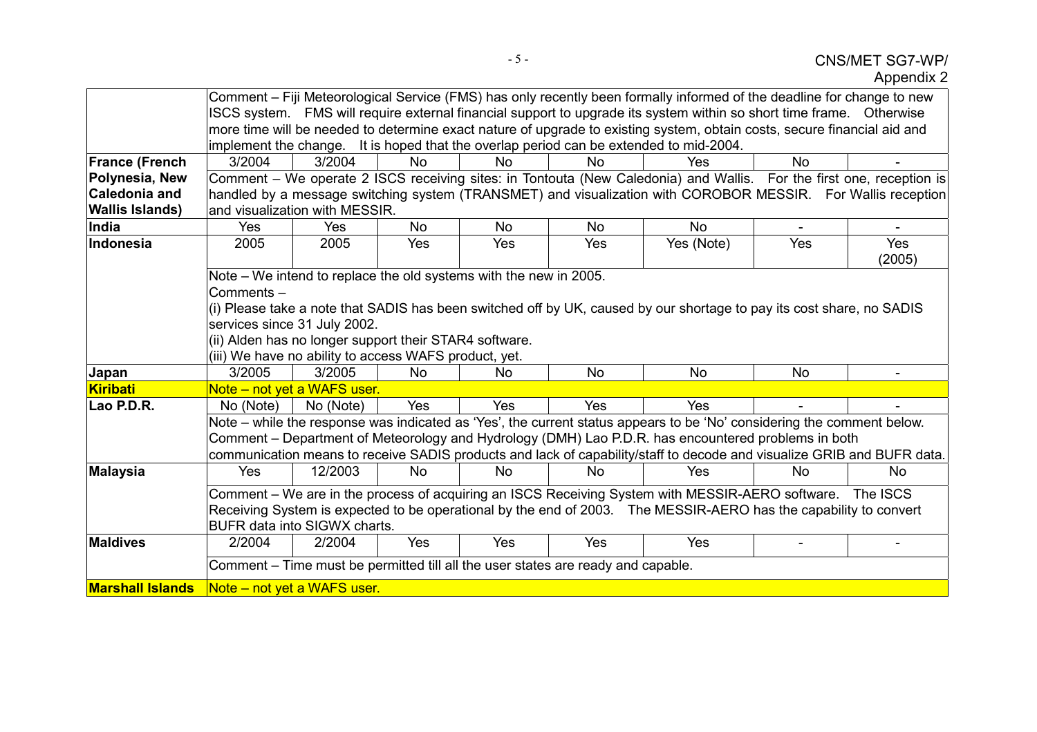| | | | | | | | | |
|---|---|---|---|---|---|---|---|---|
| | Comment – Fiji Meteorological Service (FMS) has only recently been formally informed of the deadline for change to new ISCS system. FMS will require external financial support to upgrade its system within so short time frame. Otherwise more time will be needed to determine exact nature of upgrade to existing system, obtain costs, secure financial aid and implement the change. It is hoped that the overlap period can be extended to mid-2004. | | | | | | | |
| **France (French Polynesia, New Caledonia and Wallis Islands)** | 3/2004 | 3/2004 | No | No | No | Yes | No | - |
| | Comment – We operate 2 ISCS receiving sites: in Tontouta (New Caledonia) and Wallis. For the first one, reception is handled by a message switching system (TRANSMET) and visualization with COROBOR MESSIR. For Wallis reception and visualization with MESSIR. | | | | | | | |
| **India** | Yes | Yes | No | No | No | No | - | - |
| **Indonesia** | 2005 | 2005 | Yes | Yes | Yes | Yes (Note) | Yes | Yes (2005) |
| | Note – We intend to replace the old systems with the new in 2005.<br>Comments –<br>(i) Please take a note that SADIS has been switched off by UK, caused by our shortage to pay its cost share, no SADIS services since 31 July 2002.<br>(ii) Alden has no longer support their STAR4 software.<br>(iii) We have no ability to access WAFS product, yet. | | | | | | | |
| **Japan** | 3/2005 | 3/2005 | No | No | No | No | No | - |
| **Kiribati** | Note – not yet a WAFS user. | | | | | | | |
| **Lao P.D.R.** | No (Note) | No (Note) | Yes | Yes | Yes | Yes | - | - |
| | Note – while the response was indicated as 'Yes', the current status appears to be 'No' considering the comment below.<br>Comment – Department of Meteorology and Hydrology (DMH) Lao P.D.R. has encountered problems in both communication means to receive SADIS products and lack of capability/staff to decode and visualize GRIB and BUFR data. | | | | | | | |
| **Malaysia** | Yes | 12/2003 | No | No | No | Yes | No | No |
| | Comment – We are in the process of acquiring an ISCS Receiving System with MESSIR-AERO software. The ISCS Receiving System is expected to be operational by the end of 2003. The MESSIR-AERO has the capability to convert BUFR data into SIGWX charts. | | | | | | | |
| **Maldives** | 2/2004 | 2/2004 | Yes | Yes | Yes | Yes | - | - |
| | Comment – Time must be permitted till all the user states are ready and capable. | | | | | | | |
| **Marshall Islands** | Note – not yet a WAFS user. | | | | | | | |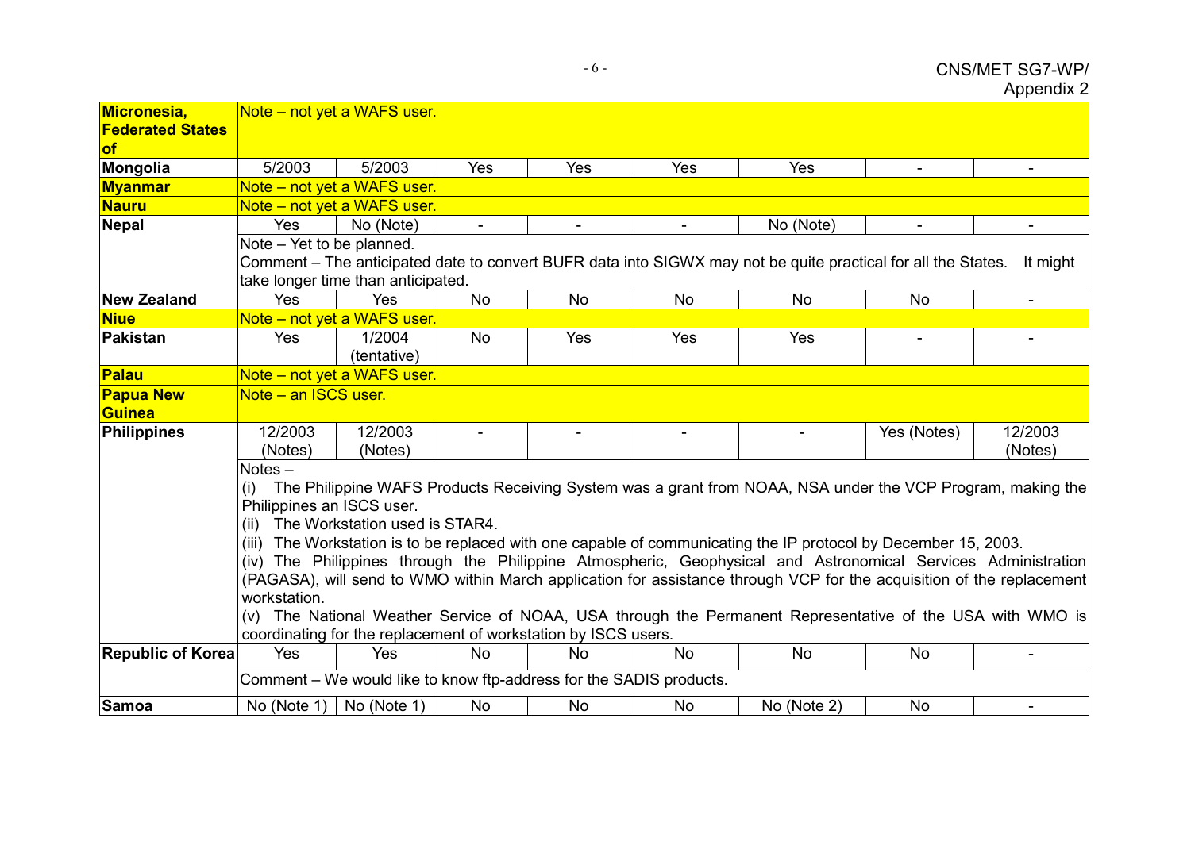| | | | | | | | | |
|---|---|---|---|---|---|---|---|---|
| **Micronesia, Federated States of** | Note – not yet a WAFS user. | | | | | | | |
| **Mongolia** | 5/2003 | 5/2003 | Yes | Yes | Yes | Yes | - | - |
| **Myanmar** | Note – not yet a WAFS user. | | | | | | | |
| **Nauru** | Note – not yet a WAFS user. | | | | | | | |
| **Nepal** | Yes | No (Note) | - | - | - | No (Note) | - | - |
| | Note – Yet to be planned.<br>Comment – The anticipated date to convert BUFR data into SIGWX may not be quite practical for all the States. It might take longer time than anticipated. | | | | | | | |
| **New Zealand** | Yes | Yes | No | No | No | No | No | - |
| **Niue** | Note – not yet a WAFS user. | | | | | | | |
| **Pakistan** | Yes | 1/2004 (tentative) | No | Yes | Yes | Yes | - | - |
| **Palau** | Note – not yet a WAFS user. | | | | | | | |
| **Papua New Guinea** | Note – an ISCS user. | | | | | | | |
| **Philippines** | 12/2003 (Notes) | 12/2003 (Notes) | - | - | - | - | Yes (Notes) | 12/2003 (Notes) |
| | Notes –<br>(i) The Philippine WAFS Products Receiving System was a grant from NOAA, NSA under the VCP Program, making the Philippines an ISCS user.<br>(ii) The Workstation used is STAR4.<br>(iii) The Workstation is to be replaced with one capable of communicating the IP protocol by December 15, 2003.<br>(iv) The Philippines through the Philippine Atmospheric, Geophysical and Astronomical Services Administration (PAGASA), will send to WMO within March application for assistance through VCP for the acquisition of the replacement workstation.<br>(v) The National Weather Service of NOAA, USA through the Permanent Representative of the USA with WMO is coordinating for the replacement of workstation by ISCS users. | | | | | | | |
| **Republic of Korea** | Yes | Yes | No | No | No | No | No | - |
| | Comment – We would like to know ftp-address for the SADIS products. | | | | | | | |
| **Samoa** | No (Note 1) | No (Note 1) | No | No | No | No (Note 2) | No | - |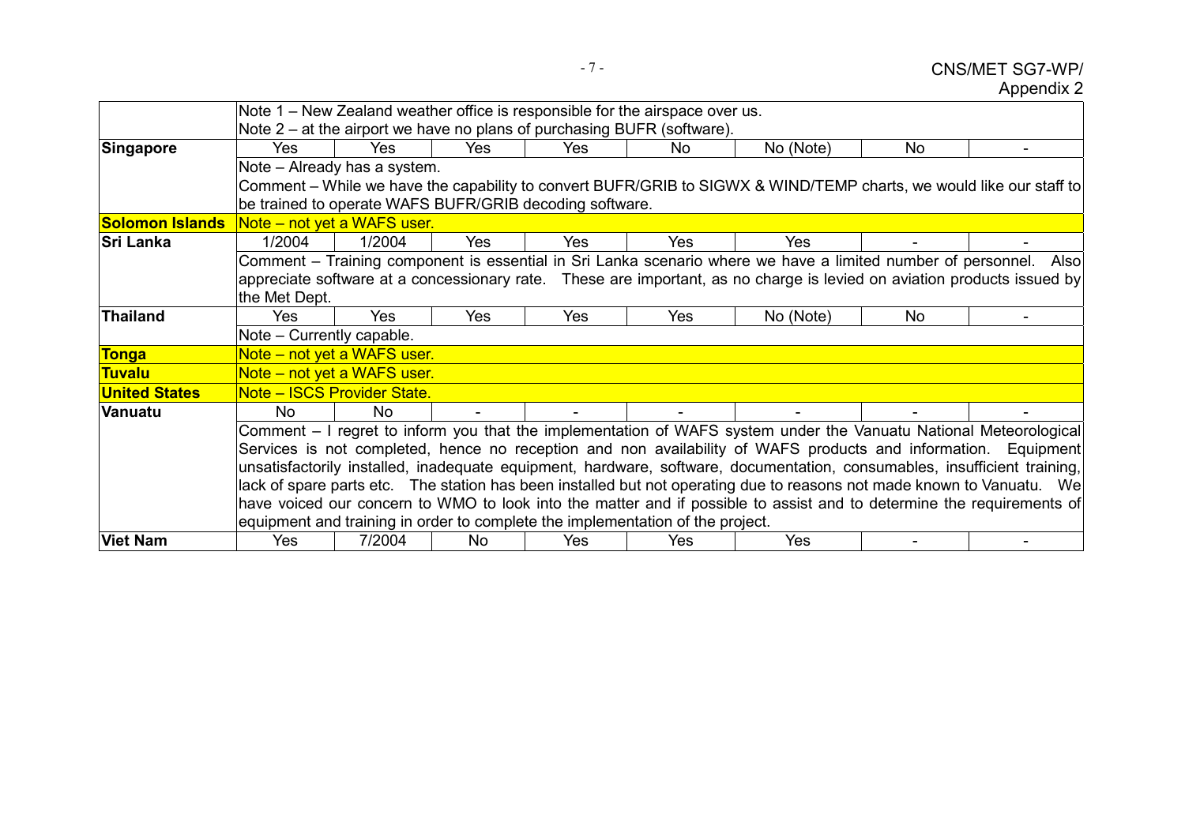| | | | | | | | | |
|---|---|---|---|---|---|---|---|---|
| | Note 1 – New Zealand weather office is responsible for the airspace over us.<br>Note 2 – at the airport we have no plans of purchasing BUFR (software). | | | | | | | |
| **Singapore** | Yes | Yes | Yes | Yes | No | No (Note) | No | - |
| | Note – Already has a system.<br>Comment – While we have the capability to convert BUFR/GRIB to SIGWX & WIND/TEMP charts, we would like our staff to be trained to operate WAFS BUFR/GRIB decoding software. | | | | | | | |
| **Solomon Islands** | Note – not yet a WAFS user. | | | | | | | |
| **Sri Lanka** | 1/2004 | 1/2004 | Yes | Yes | Yes | Yes | - | - |
| | Comment – Training component is essential in Sri Lanka scenario where we have a limited number of personnel. Also appreciate software at a concessionary rate. These are important, as no charge is levied on aviation products issued by the Met Dept. | | | | | | | |
| **Thailand** | Yes | Yes | Yes | Yes | Yes | No (Note) | No | - |
| | Note – Currently capable. | | | | | | | |
| **Tonga** | Note – not yet a WAFS user. | | | | | | | |
| **Tuvalu** | Note – not yet a WAFS user. | | | | | | | |
| **United States** | Note – ISCS Provider State. | | | | | | | |
| **Vanuatu** | No | No | - | - | - | - | - | - |
| | Comment – I regret to inform you that the implementation of WAFS system under the Vanuatu National Meteorological Services is not completed, hence no reception and non availability of WAFS products and information. Equipment unsatisfactorily installed, inadequate equipment, hardware, software, documentation, consumables, insufficient training, lack of spare parts etc. The station has been installed but not operating due to reasons not made known to Vanuatu. We have voiced our concern to WMO to look into the matter and if possible to assist and to determine the requirements of equipment and training in order to complete the implementation of the project. | | | | | | | |
| **Viet Nam** | Yes | 7/2004 | No | Yes | Yes | Yes | - | - |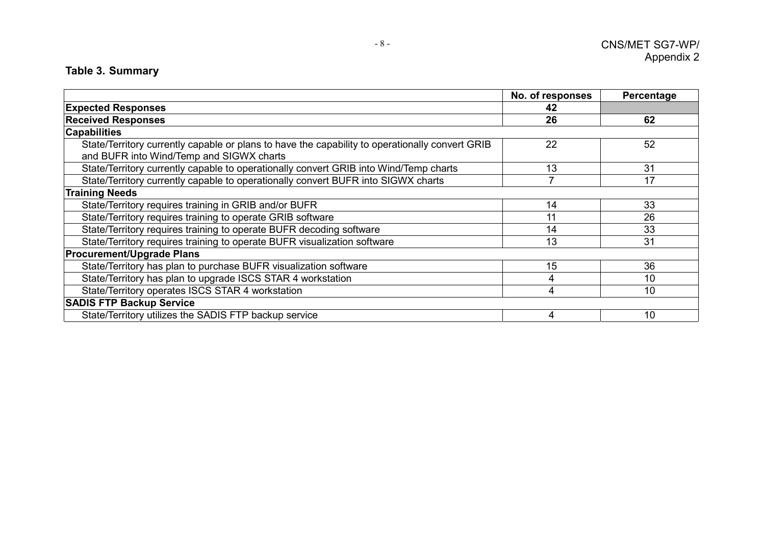**Table 3. Summary**

| | No. of responses | Percentage |
|---|---|---|
| **Expected Responses** | **42** | |
| **Received Responses** | **26** | **62** |
| **Capabilities** | | |
| State/Territory currently capable or plans to have the capability to operationally convert GRIB and BUFR into Wind/Temp and SIGWX charts | 22 | 52 |
| State/Territory currently capable to operationally convert GRIB into Wind/Temp charts | 13 | 31 |
| State/Territory currently capable to operationally convert BUFR into SIGWX charts | 7 | 17 |
| **Training Needs** | | |
| State/Territory requires training in GRIB and/or BUFR | 14 | 33 |
| State/Territory requires training to operate GRIB software | 11 | 26 |
| State/Territory requires training to operate BUFR decoding software | 14 | 33 |
| State/Territory requires training to operate BUFR visualization software | 13 | 31 |
| **Procurement/Upgrade Plans** | | |
| State/Territory has plan to purchase BUFR visualization software | 15 | 36 |
| State/Territory has plan to upgrade ISCS STAR 4 workstation | 4 | 10 |
| State/Territory operates ISCS STAR 4 workstation | 4 | 10 |
| **SADIS FTP Backup Service** | | |
| State/Territory utilizes the SADIS FTP backup service | 4 | 10 |